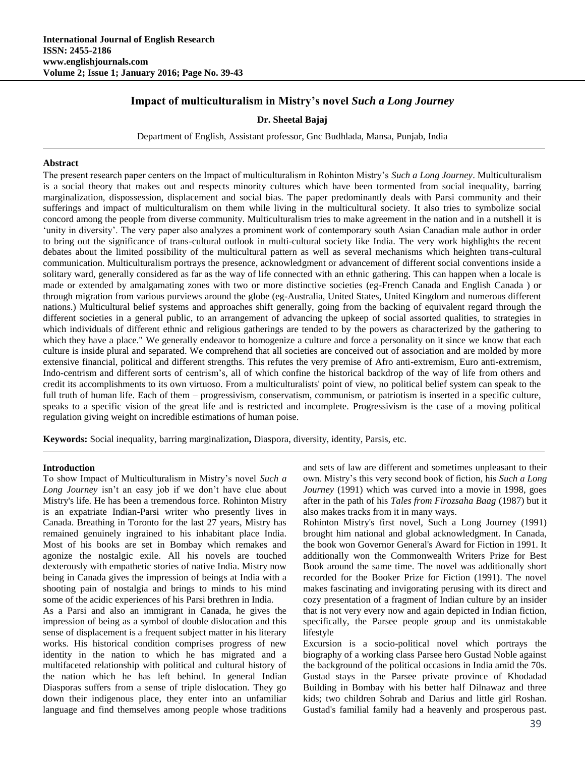# Impact of multiculturalism in Mistry's novel *Such a Long Journey*

**Dr. Sheetal Bajaj**

Department of English, Assistant professor, Gnc Budhlada, Mansa, Punjab, India

## Abstract

The present research paper centers on the Impact of multiculturalism in Rohinton Mistry's *Such a Long Journey*. Multiculturalism is a social theory that makes out and respects minority cultures which have been tormented from social inequality, barring marginalization, dispossession, displacement and social bias. The paper predominantly deals with Parsi community and their sufferings and impact of multiculturalism on them while living in the multicultural society. It also tries to symbolize social concord among the people from diverse community. Multiculturalism tries to make agreement in the nation and in a nutshell it is 'unity in diversity'. The very paper also analyzes a prominent work of contemporary south Asian Canadian male author in order to bring out the significance of trans-cultural outlook in multi-cultural society like India. The very work highlights the recent debates about the limited possibility of the multicultural pattern as well as several mechanisms which heighten trans-cultural communication. Multiculturalism portrays the presence, acknowledgment or advancement of different social conventions inside a solitary ward, generally considered as far as the way of life connected with an ethnic gathering. This can happen when a locale is made or extended by amalgamating zones with two or more distinctive societies (eg-French Canada and English Canada ) or through migration from various purviews around the globe (eg-Australia, United States, United Kingdom and numerous different nations.) Multicultural belief systems and approaches shift generally, going from the backing of equivalent regard through the different societies in a general public, to an arrangement of advancing the upkeep of social assorted qualities, to strategies in which individuals of different ethnic and religious gatherings are tended to by the powers as characterized by the gathering to which they have a place." We generally endeavor to homogenize a culture and force a personality on it since we know that each culture is inside plural and separated. We comprehend that all societies are conceived out of association and are molded by more extensive financial, political and different strengths. This refutes the very premise of Afro anti-extremism, Euro anti-extremism, Indo-centrism and different sorts of centrism's, all of which confine the historical backdrop of the way of life from others and credit its accomplishments to its own virtuoso. From a multiculturalists' point of view, no political belief system can speak to the full truth of human life. Each of them – progressivism, conservatism, communism, or patriotism is inserted in a specific culture, speaks to a specific vision of the great life and is restricted and incomplete. Progressivism is the case of a moving political regulation giving weight on incredible estimations of human poise.

**Keywords:** Social inequality, barring marginalization**,** Diaspora, diversity, identity, Parsis, etc.

## Introduction

To show Impact of Multiculturalism in Mistry's novel *Such a Long Journey* isn't an easy job if we don't have clue about Mistry's life. He has been a tremendous force. Rohinton Mistry is an expatriate Indian-Parsi writer who presently lives in Canada. Breathing in Toronto for the last 27 years, Mistry has remained genuinely ingrained to his inhabitant place India. Most of his books are set in Bombay which remakes and agonize the nostalgic exile. All his novels are touched dexterously with empathetic stories of native India. Mistry now being in Canada gives the impression of beings at India with a shooting pain of nostalgia and brings to minds to his mind some of the acidic experiences of his Parsi brethren in India.

As a Parsi and also an immigrant in Canada, he gives the impression of being as a symbol of double dislocation and this sense of displacement is a frequent subject matter in his literary works. His historical condition comprises progress of new identity in the nation to which he has migrated and a multifaceted relationship with political and cultural history of the nation which he has left behind. In general Indian Diasporas suffers from a sense of triple dislocation. They go down their indigenous place, they enter into an unfamiliar language and find themselves among people whose traditions and sets of law are different and sometimes unpleasant to their own. Mistry's this very second book of fiction, his *Such a Long Journey* (1991) which was curved into a movie in 1998, goes after in the path of his *Tales from Firozsaha Baag* (1987) but it also makes tracks from it in many ways.

Rohinton Mistry's first novel, Such a Long Journey (1991) brought him national and global acknowledgment. In Canada, the book won Governor General's Award for Fiction in 1991. It additionally won the Commonwealth Writers Prize for Best Book around the same time. The novel was additionally short recorded for the Booker Prize for Fiction (1991). The novel makes fascinating and invigorating perusing with its direct and cozy presentation of a fragment of Indian culture by an insider that is not very every now and again depicted in Indian fiction, specifically, the Parsee people group and its unmistakable lifestyle

Excursion is a socio-political novel which portrays the biography of a working class Parsee hero Gustad Noble against the background of the political occasions in India amid the 70s. Gustad stays in the Parsee private province of Khodadad Building in Bombay with his better half Dilnawaz and three kids; two children Sohrab and Darius and little girl Roshan. Gustad's familial family had a heavenly and prosperous past.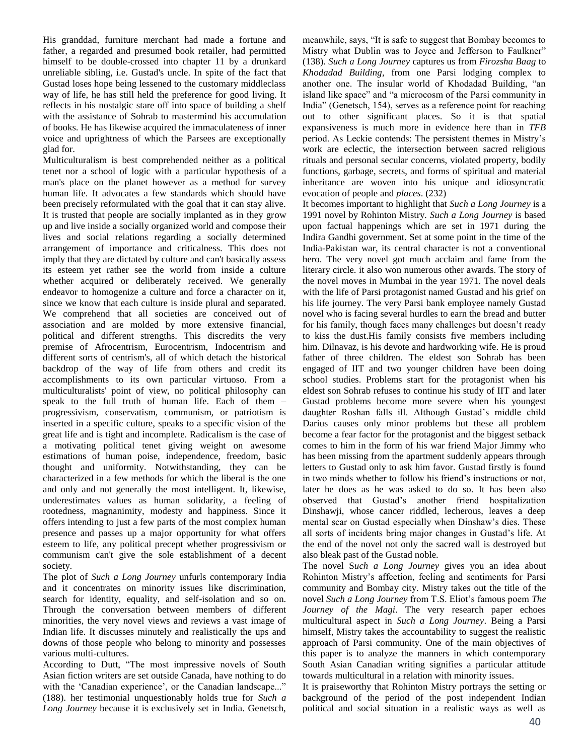His granddad, furniture merchant had made a fortune and father, a regarded and presumed book retailer, had permitted himself to be double-crossed into chapter 11 by a drunkard unreliable sibling, i.e. Gustad's uncle. In spite of the fact that Gustad loses hope being lessened to the customary middleclass way of life, he has still held the preference for good living. It reflects in his nostalgic stare off into space of building a shelf with the assistance of Sohrab to mastermind his accumulation of books. He has likewise acquired the immaculateness of inner voice and uprightness of which the Parsees are exceptionally glad for.

Multiculturalism is best comprehended neither as a political tenet nor a school of logic with a particular hypothesis of a man's place on the planet however as a method for survey human life. It advocates a few standards which should have been precisely reformulated with the goal that it can stay alive. It is trusted that people are socially implanted as in they grow up and live inside a socially organized world and compose their lives and social relations regarding a socially determined arrangement of importance and criticalness. This does not imply that they are dictated by culture and can't basically assess its esteem yet rather see the world from inside a culture whether acquired or deliberately received. We generally endeavor to homogenize a culture and force a character on it, since we know that each culture is inside plural and separated. We comprehend that all societies are conceived out of association and are molded by more extensive financial, political and different strengths. This discredits the very premise of Afrocentrism, Eurocentrism, Indocentrism and different sorts of centrism's, all of which detach the historical backdrop of the way of life from others and credit its accomplishments to its own particular virtuoso. From a multiculturalists' point of view, no political philosophy can speak to the full truth of human life. Each of them – progressivism, conservatism, communism, or patriotism is inserted in a specific culture, speaks to a specific vision of the great life and is tight and incomplete. Radicalism is the case of a motivating political tenet giving weight on awesome estimations of human poise, independence, freedom, basic thought and uniformity. Notwithstanding, they can be characterized in a few methods for which the liberal is the one and only and not generally the most intelligent. It, likewise, underestimates values as human solidarity, a feeling of rootedness, magnanimity, modesty and happiness. Since it offers intending to just a few parts of the most complex human presence and passes up a major opportunity for what offers esteem to life, any political precept whether progressivism or communism can't give the sole establishment of a decent society.

The plot of *Such a Long Journey* unfurls contemporary India and it concentrates on minority issues like discrimination, search for identity, equality, and self-isolation and so on. Through the conversation between members of different minorities, the very novel views and reviews a vast image of Indian life. It discusses minutely and realistically the ups and downs of those people who belong to minority and possesses various multi-cultures.

According to Dutt, "The most impressive novels of South Asian fiction writers are set outside Canada, have nothing to do with the 'Canadian experience', or the Canadian landscape..." (188). her testimonial unquestionably holds true for *Such a Long Journey* because it is exclusively set in India. Genetsch, meanwhile, says, "It is safe to suggest that Bombay becomes to Mistry what Dublin was to Joyce and Jefferson to Faulkner" (138). *Such a Long Journey* captures us from *Firozsha Baag* to *Khodadad Building*, from one Parsi lodging complex to another one. The insular world of Khodadad Building, "an island like space" and "a microcosm of the Parsi community in India" (Genetsch, 154), serves as a reference point for reaching out to other significant places. So it is that spatial expansiveness is much more in evidence here than in *TFB* period. As Leckie contends: The persistent themes in Mistry's work are eclectic, the intersection between sacred religious rituals and personal secular concerns, violated property, bodily functions, garbage, secrets, and forms of spiritual and material inheritance are woven into his unique and idiosyncratic evocation of people and *places*. (232)

It becomes important to highlight that *Such a Long Journey* is a 1991 novel by Rohinton Mistry. *Such a Long Journey* is based upon factual happenings which are set in 1971 during the Indira Gandhi government. Set at some point in the time of the India-Pakistan war, its central character is not a conventional hero. The very novel got much acclaim and fame from the literary circle. it also won numerous other awards. The story of the novel moves in Mumbai in the year 1971. The novel deals with the life of Parsi protagonist named Gustad and his grief on his life journey. The very Parsi bank employee namely Gustad novel who is facing several hurdles to earn the bread and butter for his family, though faces many challenges but doesn't ready to kiss the dust.His family consists five members including him. Dilnavaz, is his devote and hardworking wife. He is proud father of three children. The eldest son Sohrab has been engaged of IIT and two younger children have been doing school studies. Problems start for the protagonist when his eldest son Sohrab refuses to continue his study of IIT and later Gustad problems become more severe when his youngest daughter Roshan falls ill. Although Gustad's middle child Darius causes only minor problems but these all problem become a fear factor for the protagonist and the biggest setback comes to him in the form of his war friend Major Jimmy who has been missing from the apartment suddenly appears through letters to Gustad only to ask him favor. Gustad firstly is found in two minds whether to follow his friend's instructions or not, later he does as he was asked to do so. It has been also observed that Gustad's another friend hospitalization Dinshawji, whose cancer riddled, lecherous, leaves a deep mental scar on Gustad especially when Dinshaw's dies. These all sorts of incidents bring major changes in Gustad's life. At the end of the novel not only the sacred wall is destroyed but also bleak past of the Gustad noble.

The novel S*uch a Long Journey* gives you an idea about Rohinton Mistry's affection, feeling and sentiments for Parsi community and Bombay city. Mistry takes out the title of the novel *Such a Long Journey* from T.S. Eliot's famous poem *The Journey of the Magi*. The very research paper echoes multicultural aspect in *Such a Long Journey*. Being a Parsi himself, Mistry takes the accountability to suggest the realistic approach of Parsi community. One of the main objectives of this paper is to analyze the manners in which contemporary South Asian Canadian writing signifies a particular attitude towards multicultural in a relation with minority issues.

It is praiseworthy that Rohinton Mistry portrays the setting or background of the period of the post independent Indian political and social situation in a realistic ways as well as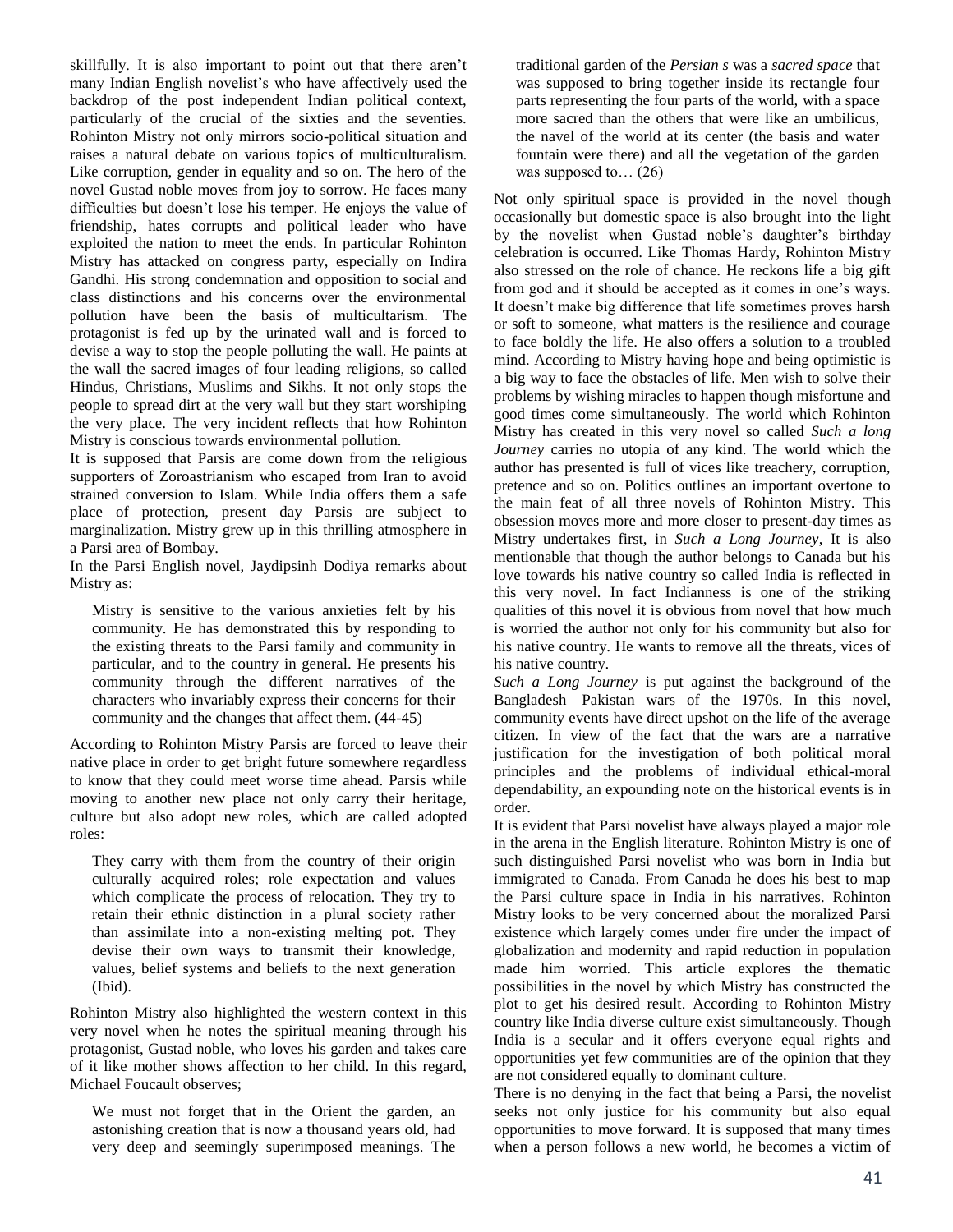skillfully. It is also important to point out that there aren't many Indian English novelist's who have affectively used the backdrop of the post independent Indian political context, particularly of the crucial of the sixties and the seventies. Rohinton Mistry not only mirrors socio-political situation and raises a natural debate on various topics of multiculturalism. Like corruption, gender in equality and so on. The hero of the novel Gustad noble moves from joy to sorrow. He faces many difficulties but doesn't lose his temper. He enjoys the value of friendship, hates corrupts and political leader who have exploited the nation to meet the ends. In particular Rohinton Mistry has attacked on congress party, especially on Indira Gandhi. His strong condemnation and opposition to social and class distinctions and his concerns over the environmental pollution have been the basis of multicultarism. The protagonist is fed up by the urinated wall and is forced to devise a way to stop the people polluting the wall. He paints at the wall the sacred images of four leading religions, so called Hindus, Christians, Muslims and Sikhs. It not only stops the people to spread dirt at the very wall but they start worshiping the very place. The very incident reflects that how Rohinton Mistry is conscious towards environmental pollution.

It is supposed that Parsis are come down from the religious supporters of Zoroastrianism who escaped from Iran to avoid strained conversion to Islam. While India offers them a safe place of protection, present day Parsis are subject to marginalization. Mistry grew up in this thrilling atmosphere in a Parsi area of Bombay.

In the Parsi English novel, Jaydipsinh Dodiya remarks about Mistry as:

> Mistry is sensitive to the various anxieties felt by his community. He has demonstrated this by responding to the existing threats to the Parsi family and community in particular, and to the country in general. He presents his community through the different narratives of the characters who invariably express their concerns for their community and the changes that affect them. (44-45)

According to Rohinton Mistry Parsis are forced to leave their native place in order to get bright future somewhere regardless to know that they could meet worse time ahead. Parsis while moving to another new place not only carry their heritage, culture but also adopt new roles, which are called adopted roles:

> They carry with them from the country of their origin culturally acquired roles; role expectation and values which complicate the process of relocation. They try to retain their ethnic distinction in a plural society rather than assimilate into a non-existing melting pot. They devise their own ways to transmit their knowledge, values, belief systems and beliefs to the next generation (Ibid).

Rohinton Mistry also highlighted the western context in this very novel when he notes the spiritual meaning through his protagonist, Gustad noble, who loves his garden and takes care of it like mother shows affection to her child. In this regard, Michael Foucault observes;

> We must not forget that in the Orient the garden, an astonishing creation that is now a thousand years old, had very deep and seemingly superimposed meanings. The traditional garden of the *Persian s* was a *sacred space* that was supposed to bring together inside its rectangle four parts representing the four parts of the world, with a space more sacred than the others that were like an umbilicus, the navel of the world at its center (the basis and water fountain were there) and all the vegetation of the garden was supposed to… (26)

Not only spiritual space is provided in the novel though occasionally but domestic space is also brought into the light by the novelist when Gustad noble's daughter's birthday celebration is occurred. Like Thomas Hardy, Rohinton Mistry also stressed on the role of chance. He reckons life a big gift from god and it should be accepted as it comes in one's ways. It doesn't make big difference that life sometimes proves harsh or soft to someone, what matters is the resilience and courage to face boldly the life. He also offers a solution to a troubled mind. According to Mistry having hope and being optimistic is a big way to face the obstacles of life. Men wish to solve their problems by wishing miracles to happen though misfortune and good times come simultaneously. The world which Rohinton Mistry has created in this very novel so called *Such a long Journey* carries no utopia of any kind. The world which the author has presented is full of vices like treachery, corruption, pretence and so on. Politics outlines an important overtone to the main feat of all three novels of Rohinton Mistry. This obsession moves more and more closer to present-day times as Mistry undertakes first, in *Such a Long Journey*, It is also mentionable that though the author belongs to Canada but his love towards his native country so called India is reflected in this very novel. In fact Indianness is one of the striking qualities of this novel it is obvious from novel that how much is worried the author not only for his community but also for his native country. He wants to remove all the threats, vices of his native country.

*Such a Long Journey* is put against the background of the Bangladesh—Pakistan wars of the 1970s. In this novel, community events have direct upshot on the life of the average citizen. In view of the fact that the wars are a narrative justification for the investigation of both political moral principles and the problems of individual ethical-moral dependability, an expounding note on the historical events is in order.

It is evident that Parsi novelist have always played a major role in the arena in the English literature. Rohinton Mistry is one of such distinguished Parsi novelist who was born in India but immigrated to Canada. From Canada he does his best to map the Parsi culture space in India in his narratives. Rohinton Mistry looks to be very concerned about the moralized Parsi existence which largely comes under fire under the impact of globalization and modernity and rapid reduction in population made him worried. This article explores the thematic possibilities in the novel by which Mistry has constructed the plot to get his desired result. According to Rohinton Mistry country like India diverse culture exist simultaneously. Though India is a secular and it offers everyone equal rights and opportunities yet few communities are of the opinion that they are not considered equally to dominant culture.

There is no denying in the fact that being a Parsi, the novelist seeks not only justice for his community but also equal opportunities to move forward. It is supposed that many times when a person follows a new world, he becomes a victim of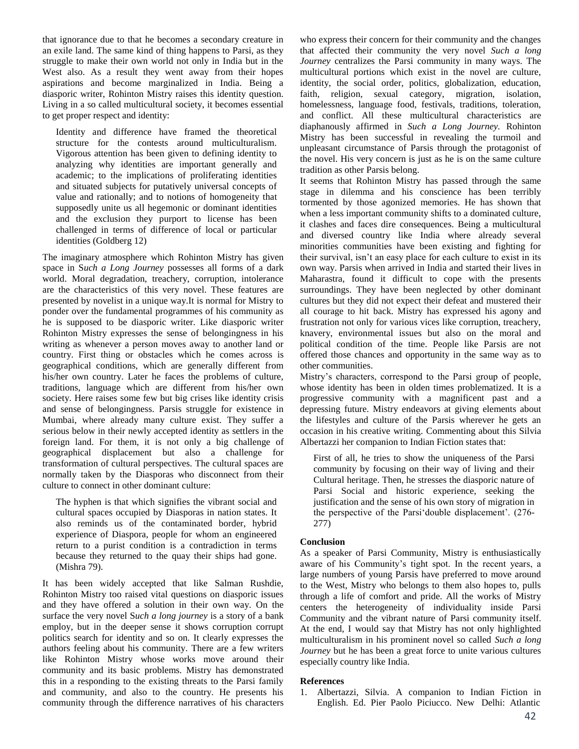that ignorance due to that he becomes a secondary creature in an exile land. The same kind of thing happens to Parsi, as they struggle to make their own world not only in India but in the West also. As a result they went away from their hopes aspirations and become marginalized in India. Being a diasporic writer, Rohinton Mistry raises this identity question. Living in a so called multicultural society, it becomes essential to get proper respect and identity:

> Identity and difference have framed the theoretical structure for the contests around multiculturalism. Vigorous attention has been given to defining identity to analyzing why identities are important generally and academic; to the implications of proliferating identities and situated subjects for putatively universal concepts of value and rationally; and to notions of homogeneity that supposedly unite us all hegemonic or dominant identities and the exclusion they purport to license has been challenged in terms of difference of local or particular identities (Goldberg 12)

The imaginary atmosphere which Rohinton Mistry has given space in S*uch a Long Journey* possesses all forms of a dark world. Moral degradation, treachery, corruption, intolerance are the characteristics of this very novel. These features are presented by novelist in a unique way.It is normal for Mistry to ponder over the fundamental programmes of his community as he is supposed to be diasporic writer. Like diasporic writer Rohinton Mistry expresses the sense of belongingness in his writing as whenever a person moves away to another land or country. First thing or obstacles which he comes across is geographical conditions, which are generally different from his/her own country. Later he faces the problems of culture, traditions, language which are different from his/her own society. Here raises some few but big crises like identity crisis and sense of belongingness. Parsis struggle for existence in Mumbai, where already many culture exist. They suffer a serious below in their newly accepted identity as settlers in the foreign land. For them, it is not only a big challenge of geographical displacement but also a challenge for transformation of cultural perspectives. The cultural spaces are normally taken by the Diasporas who disconnect from their culture to connect in other dominant culture:

> The hyphen is that which signifies the vibrant social and cultural spaces occupied by Diasporas in nation states. It also reminds us of the contaminated border, hybrid experience of Diaspora, people for whom an engineered return to a purist condition is a contradiction in terms because they returned to the quay their ships had gone. (Mishra 79).

It has been widely accepted that like Salman Rushdie, Rohinton Mistry too raised vital questions on diasporic issues and they have offered a solution in their own way. On the surface the very novel S*uch a long journey* is a story of a bank employ, but in the deeper sense it shows corruption corrupt politics search for identity and so on. It clearly expresses the authors feeling about his community. There are a few writers like Rohinton Mistry whose works move around their community and its basic problems. Mistry has demonstrated this in a responding to the existing threats to the Parsi family and community, and also to the country. He presents his community through the difference narratives of his characters who express their concern for their community and the changes that affected their community the very novel *Such a long Journey* centralizes the Parsi community in many ways. The multicultural portions which exist in the novel are culture, identity, the social order, politics, globalization, education, faith, religion, sexual category, migration, isolation, homelessness, language food, festivals, traditions, toleration, and conflict. All these multicultural characteristics are diaphanously affirmed in *Such a Long Journey.* Rohinton Mistry has been successful in revealing the turmoil and unpleasant circumstance of Parsis through the protagonist of the novel. His very concern is just as he is on the same culture tradition as other Parsis belong.

It seems that Rohinton Mistry has passed through the same stage in dilemma and his conscience has been terribly tormented by those agonized memories. He has shown that when a less important community shifts to a dominated culture, it clashes and faces dire consequences. Being a multicultural and diversed country like India where already several minorities communities have been existing and fighting for their survival, isn't an easy place for each culture to exist in its own way. Parsis when arrived in India and started their lives in Maharastra, found it difficult to cope with the presents surroundings. They have been neglected by other dominant cultures but they did not expect their defeat and mustered their all courage to hit back. Mistry has expressed his agony and frustration not only for various vices like corruption, treachery, knavery, environmental issues but also on the moral and political condition of the time. People like Parsis are not offered those chances and opportunity in the same way as to other communities.

Mistry's characters, correspond to the Parsi group of people, whose identity has been in olden times problematized. It is a progressive community with a magnificent past and a depressing future. Mistry endeavors at giving elements about the lifestyles and culture of the Parsis wherever he gets an occasion in his creative writing. Commenting about this Silvia Albertazzi her companion to Indian Fiction states that:

> First of all, he tries to show the uniqueness of the Parsi community by focusing on their way of living and their Cultural heritage. Then, he stresses the diasporic nature of Parsi Social and historic experience, seeking the justification and the sense of his own story of migration in the perspective of the Parsi'double displacement'. (276-277)

### Conclusion

As a speaker of Parsi Community, Mistry is enthusiastically aware of his Community's tight spot. In the recent years, a large numbers of young Parsis have preferred to move around to the West, Mistry who belongs to them also hopes to, pulls through a life of comfort and pride. All the works of Mistry centers the heterogeneity of individuality inside Parsi Community and the vibrant nature of Parsi community itself. At the end, I would say that Mistry has not only highlighted multiculturalism in his prominent novel so called *Such a long Journey* but he has been a great force to unite various cultures especially country like India.

### References

1. Albertazzi, Silvia. A companion to Indian Fiction in English. Ed. Pier Paolo Piciucco. New Delhi: Atlantic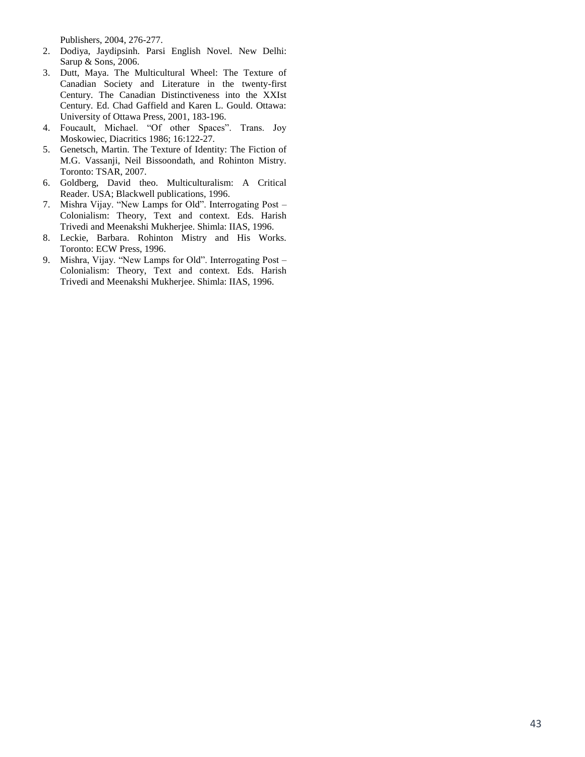Publishers, 2004, 276-277.

2. Dodiya, Jaydipsinh. Parsi English Novel. New Delhi: Sarup & Sons, 2006.
3. Dutt, Maya. The Multicultural Wheel: The Texture of Canadian Society and Literature in the twenty-first Century. The Canadian Distinctiveness into the XXIst Century. Ed. Chad Gaffield and Karen L. Gould. Ottawa: University of Ottawa Press, 2001, 183-196.
4. Foucault, Michael. "Of other Spaces". Trans. Joy Moskowiec, Diacritics 1986; 16:122-27.
5. Genetsch, Martin. The Texture of Identity: The Fiction of M.G. Vassanji, Neil Bissoondath, and Rohinton Mistry. Toronto: TSAR, 2007.
6. Goldberg, David theo. Multiculturalism: A Critical Reader. USA; Blackwell publications, 1996.
7. Mishra Vijay. "New Lamps for Old". Interrogating Post – Colonialism: Theory, Text and context. Eds. Harish Trivedi and Meenakshi Mukherjee. Shimla: IIAS, 1996.
8. Leckie, Barbara. Rohinton Mistry and His Works. Toronto: ECW Press, 1996.
9. Mishra, Vijay. "New Lamps for Old". Interrogating Post – Colonialism: Theory, Text and context. Eds. Harish Trivedi and Meenakshi Mukherjee. Shimla: IIAS, 1996.